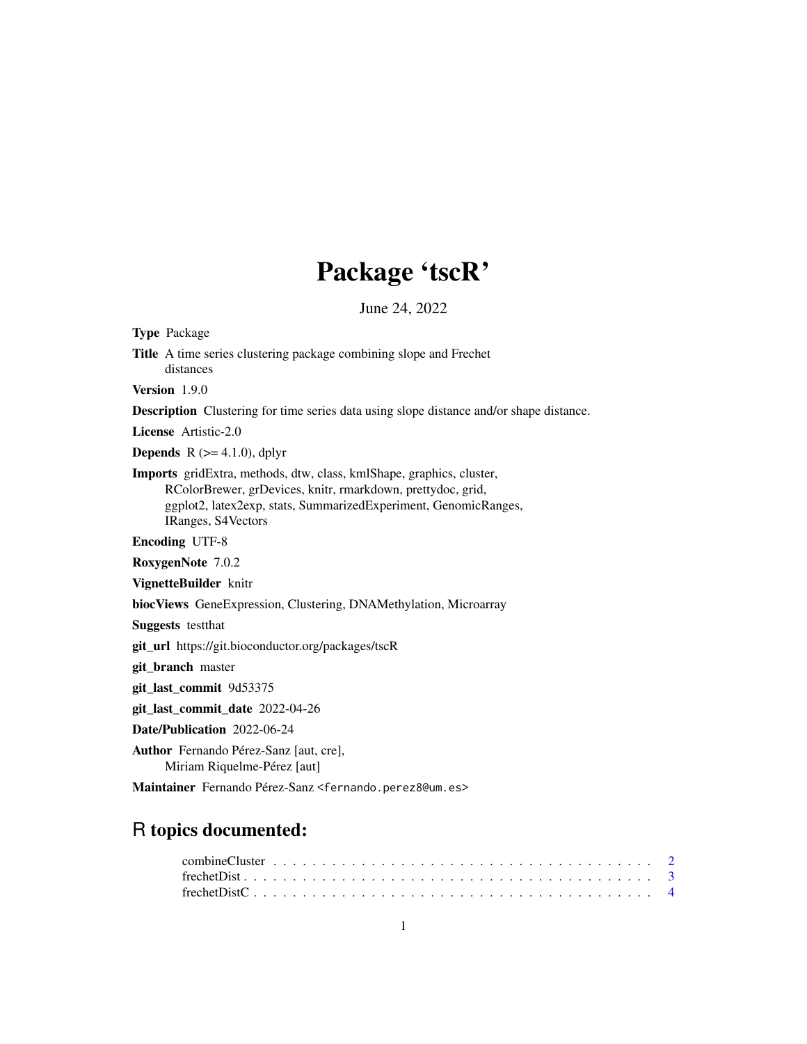# Package 'tscR'

June 24, 2022

**Type** Package

**Title** A time series clustering package combining slope and Frechet distances

**Version** 1.9.0

**Description** Clustering for time series data using slope distance and/or shape distance.

**License** Artistic-2.0

**Depends** R (>= 4.1.0), dplyr

**Imports** gridExtra, methods, dtw, class, kmlShape, graphics, cluster, RColorBrewer, grDevices, knitr, rmarkdown, prettydoc, grid, ggplot2, latex2exp, stats, SummarizedExperiment, GenomicRanges, IRanges, S4Vectors

**Encoding** UTF-8

**RoxygenNote** 7.0.2

**VignetteBuilder** knitr

**biocViews** GeneExpression, Clustering, DNAMethylation, Microarray

**Suggests** testthat

**git_url** https://git.bioconductor.org/packages/tscR

**git_branch** master

**git_last_commit** 9d53375

**git_last_commit_date** 2022-04-26

**Date/Publication** 2022-06-24

**Author** Fernando Pérez-Sanz [aut, cre], Miriam Riquelme-Pérez [aut]

**Maintainer** Fernando Pérez-Sanz <fernando.perez8@um.es>

## R topics documented:

combineCluster . . . . . . . . . . . . . . . . . . . . . . . . . . . . . . . . . . . . 2
frechetDist . . . . . . . . . . . . . . . . . . . . . . . . . . . . . . . . . . . . . . 3
frechetDistC . . . . . . . . . . . . . . . . . . . . . . . . . . . . . . . . . . . . . 4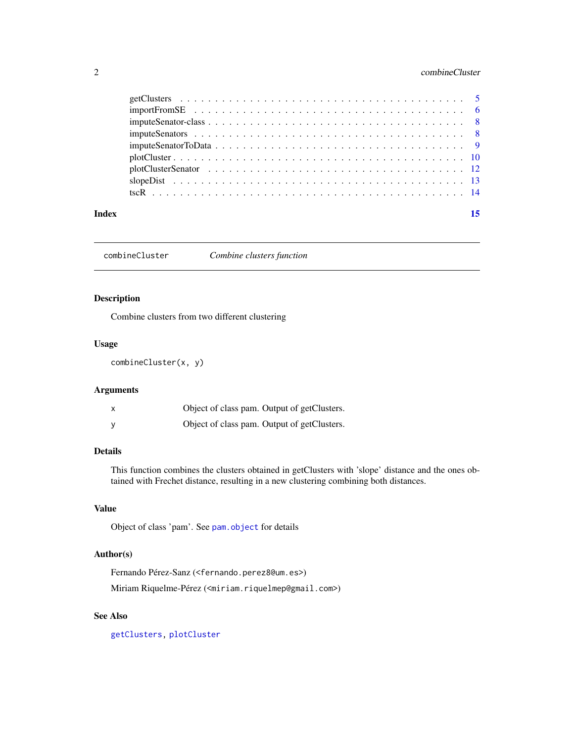| | |
|---|---|
| getClusters | 5 |
| importFromSE | 6 |
| imputeSenator-class | 8 |
| imputeSenators | 8 |
| imputeSenatorToData | 9 |
| plotCluster | 10 |
| plotClusterSenator | 12 |
| slopeDist | 13 |
| tscR | 14 |

**Index** **15**

---

`combineCluster` *Combine clusters function*

---

## Description

Combine clusters from two different clustering

## Usage

```
combineCluster(x, y)
```

## Arguments

| | |
|---|---|
| x | Object of class pam. Output of getClusters. |
| y | Object of class pam. Output of getClusters. |

## Details

This function combines the clusters obtained in getClusters with 'slope' distance and the ones obtained with Frechet distance, resulting in a new clustering combining both distances.

## Value

Object of class 'pam'. See `pam.object` for details

## Author(s)

Fernando Pérez-Sanz (<fernando.perez8@um.es>)

Miriam Riquelme-Pérez (<miriam.riquelmep@gmail.com>)

## See Also

`getClusters`, `plotCluster`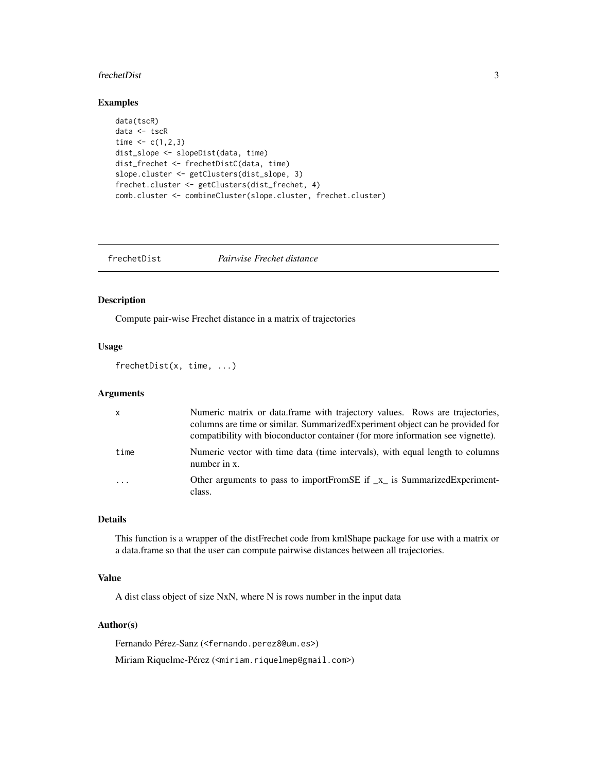## Examples

```
data(tscR)
data <- tscR
time <- c(1,2,3)
dist_slope <- slopeDist(data, time)
dist_frechet <- frechetDistC(data, time)
slope.cluster <- getClusters(dist_slope, 3)
frechet.cluster <- getClusters(dist_frechet, 4)
comb.cluster <- combineCluster(slope.cluster, frechet.cluster)
```

---

# frechetDist *Pairwise Frechet distance*

## Description

Compute pair-wise Frechet distance in a matrix of trajectories

## Usage

```
frechetDist(x, time, ...)
```

## Arguments

| | |
|---|---|
| x | Numeric matrix or data.frame with trajectory values. Rows are trajectories, columns are time or similar. SummarizedExperiment object can be provided for compatibility with bioconductor container (for more information see vignette). |
| time | Numeric vector with time data (time intervals), with equal length to columns number in x. |
| ... | Other arguments to pass to importFromSE if _x_ is SummarizedExperiment-class. |

## Details

This function is a wrapper of the distFrechet code from kmlShape package for use with a matrix or a data.frame so that the user can compute pairwise distances between all trajectories.

## Value

A dist class object of size NxN, where N is rows number in the input data

## Author(s)

Fernando Pérez-Sanz (<fernando.perez8@um.es>)

Miriam Riquelme-Pérez (<miriam.riquelmep@gmail.com>)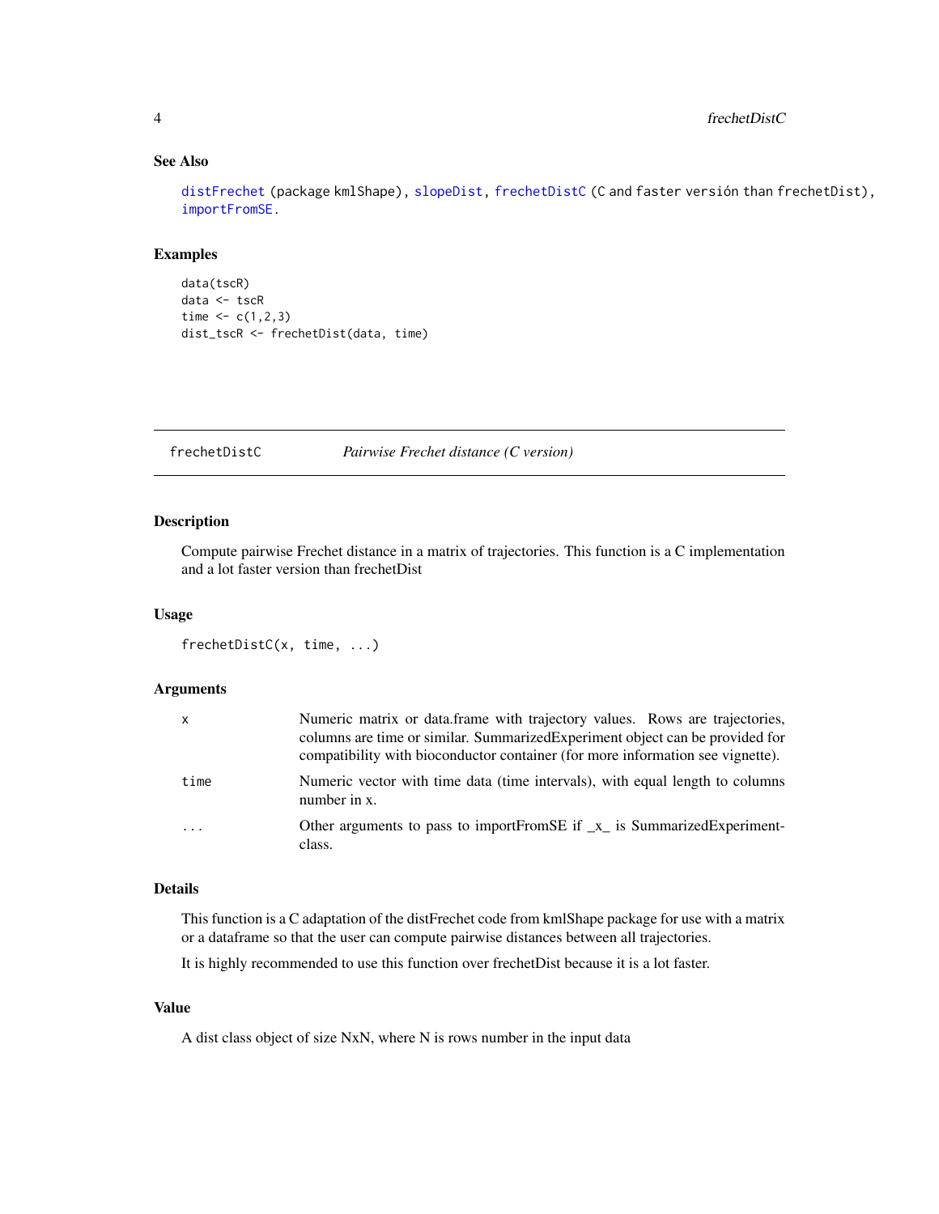### See Also

distFrechet (package kmlShape), slopeDist, frechetDistC (C and faster versión than frechetDist), importFromSE.

### Examples

```
data(tscR)
data <- tscR
time <- c(1,2,3)
dist_tscR <- frechetDist(data, time)
```

---

## frechetDistC *Pairwise Frechet distance (C version)*

---

### Description

Compute pairwise Frechet distance in a matrix of trajectories. This function is a C implementation and a lot faster version than frechetDist

### Usage

```
frechetDistC(x, time, ...)
```

### Arguments

| | |
|---|---|
| x | Numeric matrix or data.frame with trajectory values. Rows are trajectories, columns are time or similar. SummarizedExperiment object can be provided for compatibility with bioconductor container (for more information see vignette). |
| time | Numeric vector with time data (time intervals), with equal length to columns number in x. |
| ... | Other arguments to pass to importFromSE if _x_ is SummarizedExperiment-class. |

### Details

This function is a C adaptation of the distFrechet code from kmlShape package for use with a matrix or a dataframe so that the user can compute pairwise distances between all trajectories.

It is highly recommended to use this function over frechetDist because it is a lot faster.

### Value

A dist class object of size NxN, where N is rows number in the input data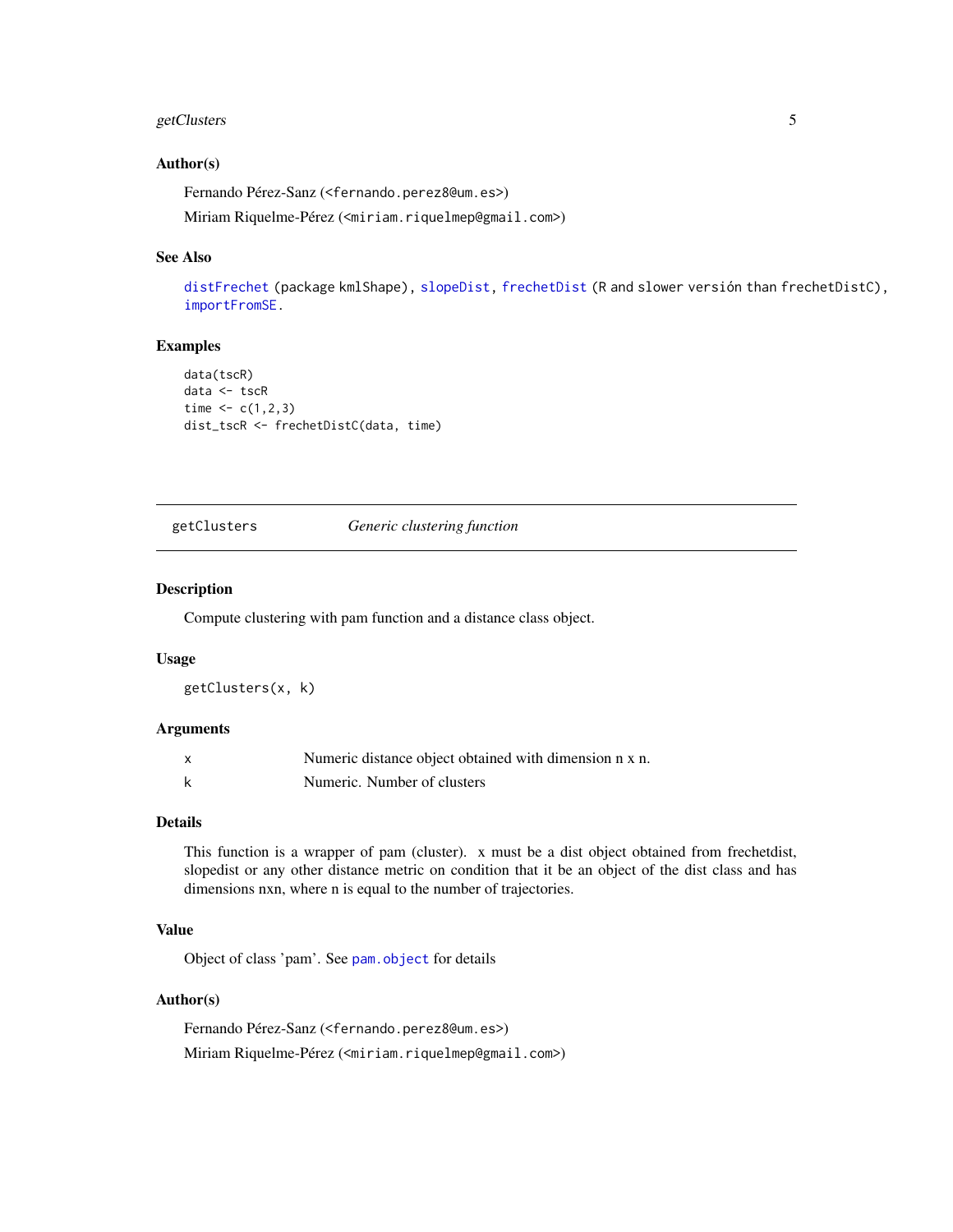### Author(s)

Fernando Pérez-Sanz (<fernando.perez8@um.es>)

Miriam Riquelme-Pérez (<miriam.riquelmep@gmail.com>)

### See Also

distFrechet (package kmlShape), slopeDist, frechetDist (R and slower versión than frechetDistC), importFromSE.

### Examples

```
data(tscR)
data <- tscR
time <- c(1,2,3)
dist_tscR <- frechetDistC(data, time)
```

---

## getClusters    *Generic clustering function*

---

### Description

Compute clustering with pam function and a distance class object.

### Usage

```
getClusters(x, k)
```

### Arguments

| | |
|---|---|
| x | Numeric distance object obtained with dimension n x n. |
| k | Numeric. Number of clusters |

### Details

This function is a wrapper of pam (cluster). x must be a dist object obtained from frechetdist, slopedist or any other distance metric on condition that it be an object of the dist class and has dimensions nxn, where n is equal to the number of trajectories.

### Value

Object of class 'pam'. See pam.object for details

### Author(s)

Fernando Pérez-Sanz (<fernando.perez8@um.es>)

Miriam Riquelme-Pérez (<miriam.riquelmep@gmail.com>)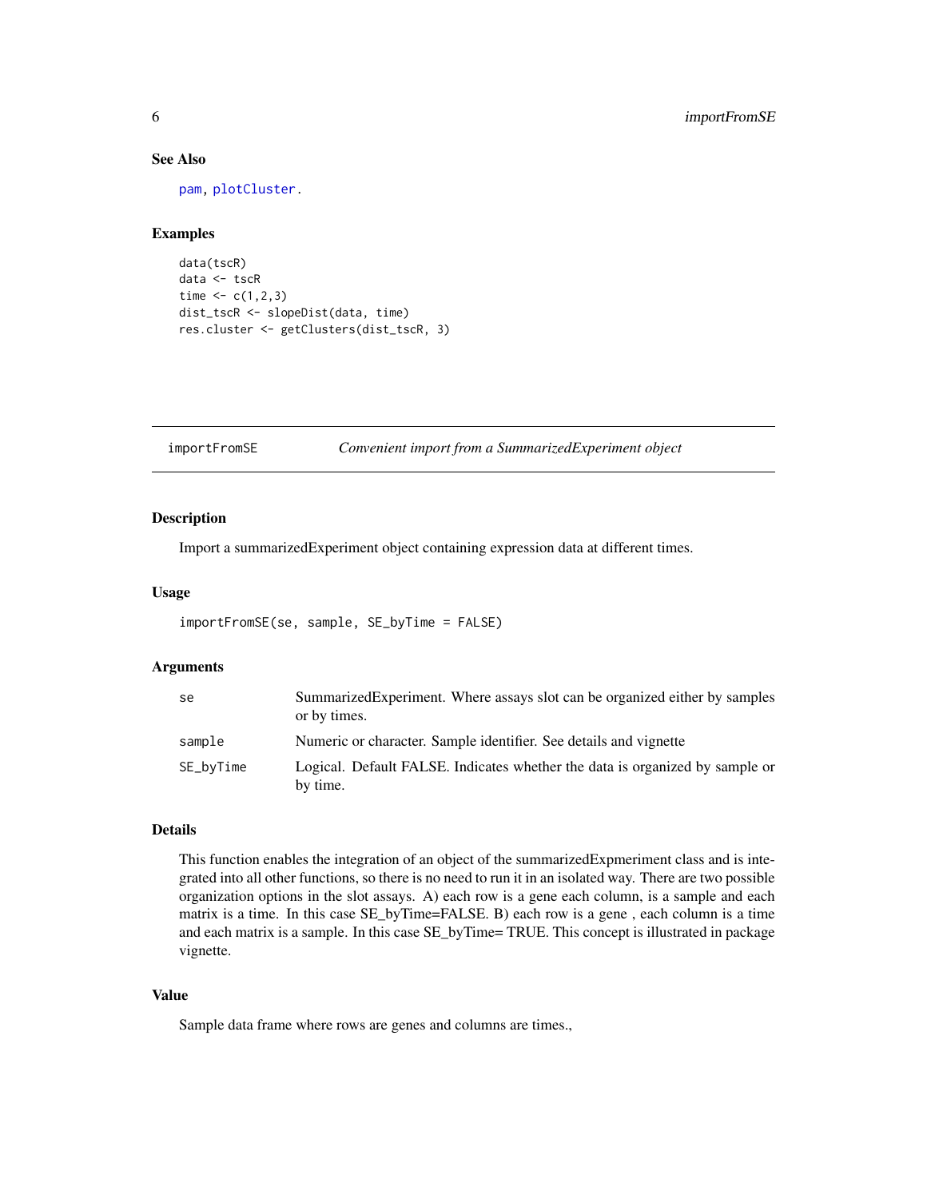### See Also

pam, plotCluster.

### Examples

```
data(tscR)
data <- tscR
time <- c(1,2,3)
dist_tscR <- slopeDist(data, time)
res.cluster <- getClusters(dist_tscR, 3)
```

## importFromSE — *Convenient import from a SummarizedExperiment object*

### Description

Import a summarizedExperiment object containing expression data at different times.

### Usage

```
importFromSE(se, sample, SE_byTime = FALSE)
```

### Arguments

| | |
|---|---|
| se | SummarizedExperiment. Where assays slot can be organized either by samples or by times. |
| sample | Numeric or character. Sample identifier. See details and vignette |
| SE_byTime | Logical. Default FALSE. Indicates whether the data is organized by sample or by time. |

### Details

This function enables the integration of an object of the summarizedExpmeriment class and is integrated into all other functions, so there is no need to run it in an isolated way. There are two possible organization options in the slot assays. A) each row is a gene each column, is a sample and each matrix is a time. In this case SE_byTime=FALSE. B) each row is a gene , each column is a time and each matrix is a sample. In this case SE_byTime= TRUE. This concept is illustrated in package vignette.

### Value

Sample data frame where rows are genes and columns are times.,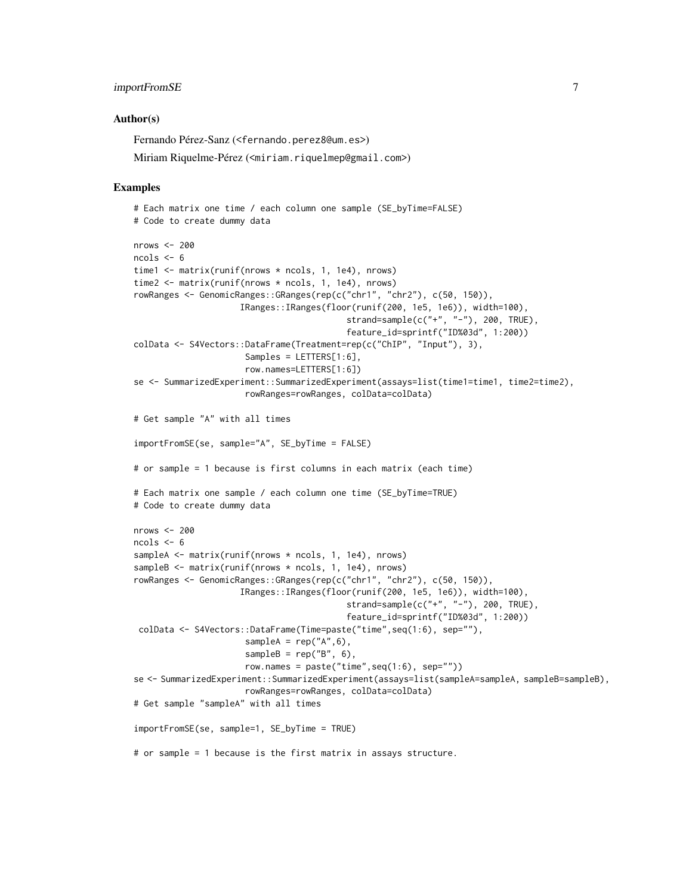### Author(s)

Fernando Pérez-Sanz (<fernando.perez8@um.es>)

Miriam Riquelme-Pérez (<miriam.riquelmep@gmail.com>)

### Examples

```
# Each matrix one time / each column one sample (SE_byTime=FALSE)
# Code to create dummy data

nrows <- 200
ncols <- 6
time1 <- matrix(runif(nrows * ncols, 1, 1e4), nrows)
time2 <- matrix(runif(nrows * ncols, 1, 1e4), nrows)
rowRanges <- GenomicRanges::GRanges(rep(c("chr1", "chr2"), c(50, 150)),
                     IRanges::IRanges(floor(runif(200, 1e5, 1e6)), width=100),
                                        strand=sample(c("+", "-"), 200, TRUE),
                                        feature_id=sprintf("ID%03d", 1:200))
colData <- S4Vectors::DataFrame(Treatment=rep(c("ChIP", "Input"), 3),
                      Samples = LETTERS[1:6],
                      row.names=LETTERS[1:6])
se <- SummarizedExperiment::SummarizedExperiment(assays=list(time1=time1, time2=time2),
                      rowRanges=rowRanges, colData=colData)

# Get sample "A" with all times

importFromSE(se, sample="A", SE_byTime = FALSE)

# or sample = 1 because is first columns in each matrix (each time)

# Each matrix one sample / each column one time (SE_byTime=TRUE)
# Code to create dummy data

nrows <- 200
ncols <- 6
sampleA <- matrix(runif(nrows * ncols, 1, 1e4), nrows)
sampleB <- matrix(runif(nrows * ncols, 1, 1e4), nrows)
rowRanges <- GenomicRanges::GRanges(rep(c("chr1", "chr2"), c(50, 150)),
                     IRanges::IRanges(floor(runif(200, 1e5, 1e6)), width=100),
                                        strand=sample(c("+", "-"), 200, TRUE),
                                        feature_id=sprintf("ID%03d", 1:200))
 colData <- S4Vectors::DataFrame(Time=paste("time",seq(1:6), sep=""),
                      sampleA = rep("A",6),
                      sampleB = rep("B", 6),
                      row.names = paste("time",seq(1:6), sep=""))
se <- SummarizedExperiment::SummarizedExperiment(assays=list(sampleA=sampleA, sampleB=sampleB),
                      rowRanges=rowRanges, colData=colData)
# Get sample "sampleA" with all times

importFromSE(se, sample=1, SE_byTime = TRUE)

# or sample = 1 because is the first matrix in assays structure.
```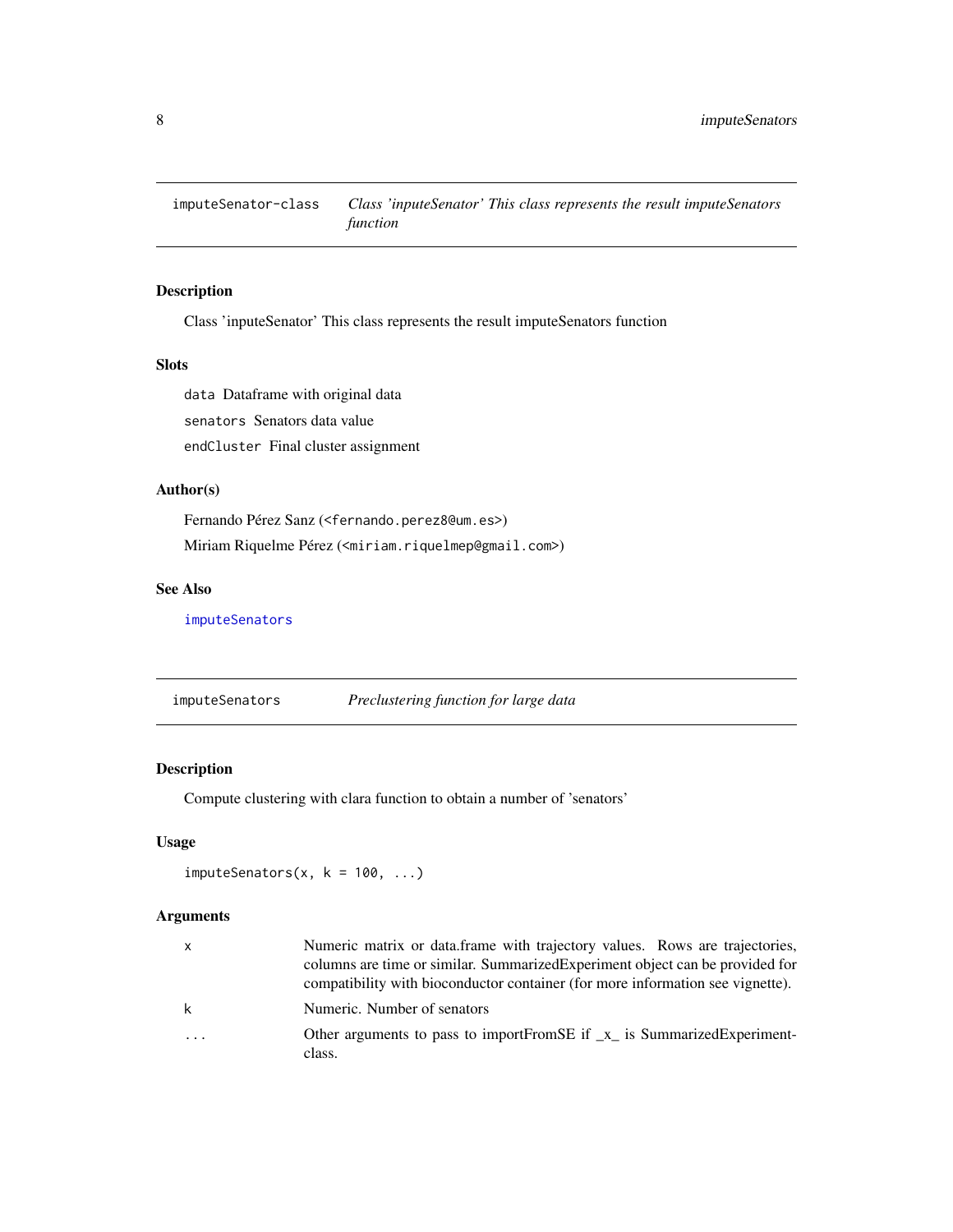## imputeSenator-class    *Class 'inputeSenator' This class represents the result imputeSenators function*

### Description

Class 'inputeSenator' This class represents the result imputeSenators function

### Slots

`data` Dataframe with original data

`senators` Senators data value

`endCluster` Final cluster assignment

### Author(s)

Fernando Pérez Sanz (<fernando.perez8@um.es>)

Miriam Riquelme Pérez (<miriam.riquelmep@gmail.com>)

### See Also

imputeSenators

## imputeSenators    *Preclustering function for large data*

### Description

Compute clustering with clara function to obtain a number of 'senators'

### Usage

```
imputeSenators(x, k = 100, ...)
```

### Arguments

| | |
|---|---|
| `x` | Numeric matrix or data.frame with trajectory values. Rows are trajectories, columns are time or similar. SummarizedExperiment object can be provided for compatibility with bioconductor container (for more information see vignette). |
| `k` | Numeric. Number of senators |
| `...` | Other arguments to pass to importFromSE if _x_ is SummarizedExperiment-class. |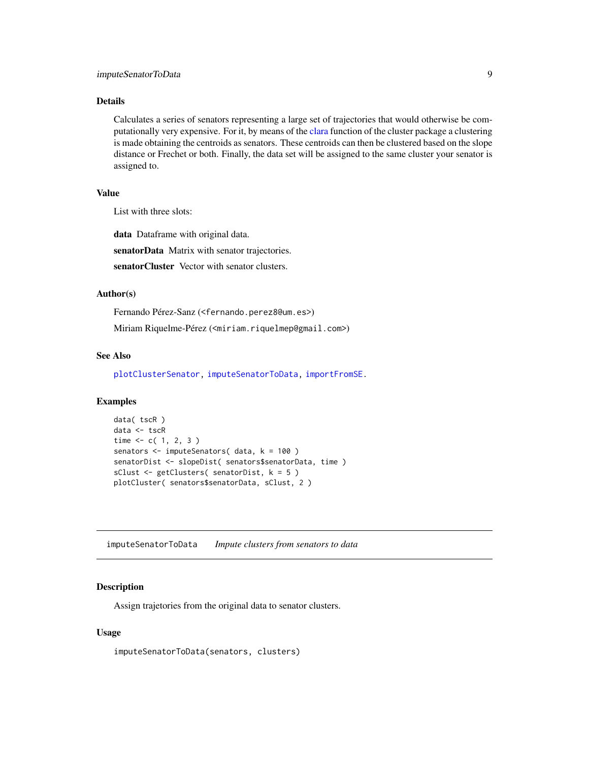### Details

Calculates a series of senators representing a large set of trajectories that would otherwise be computationally very expensive. For it, by means of the clara function of the cluster package a clustering is made obtaining the centroids as senators. These centroids can then be clustered based on the slope distance or Frechet or both. Finally, the data set will be assigned to the same cluster your senator is assigned to.

### Value

List with three slots:

**data** Dataframe with original data.

**senatorData** Matrix with senator trajectories.

**senatorCluster** Vector with senator clusters.

### Author(s)

Fernando Pérez-Sanz (<fernando.perez8@um.es>)

Miriam Riquelme-Pérez (<miriam.riquelmep@gmail.com>)

### See Also

`plotClusterSenator`, `imputeSenatorToData`, `importFromSE`.

### Examples

```
data( tscR )
data <- tscR
time <- c( 1, 2, 3 )
senators <- imputeSenators( data, k = 100 )
senatorDist <- slopeDist( senators$senatorData, time )
sClust <- getClusters( senatorDist, k = 5 )
plotCluster( senators$senatorData, sClust, 2 )
```

---

## imputeSenatorToData *Impute clusters from senators to data*

### Description

Assign trajetories from the original data to senator clusters.

### Usage

```
imputeSenatorToData(senators, clusters)
```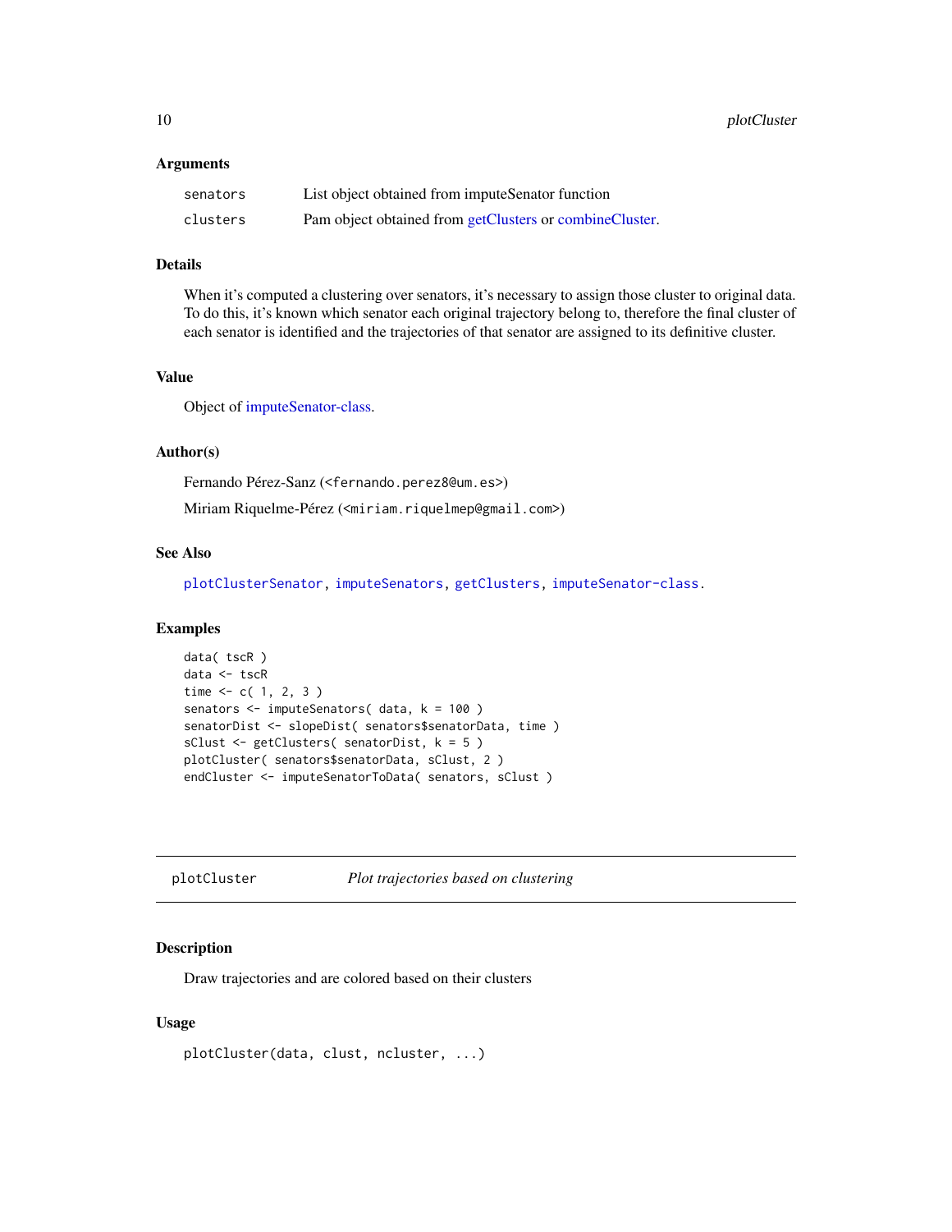### Arguments

| | |
|---|---|
| `senators` | List object obtained from imputeSenator function |
| `clusters` | Pam object obtained from getClusters or combineCluster. |

### Details

When it's computed a clustering over senators, it's necessary to assign those cluster to original data. To do this, it's known which senator each original trajectory belong to, therefore the final cluster of each senator is identified and the trajectories of that senator are assigned to its definitive cluster.

### Value

Object of imputeSenator-class.

### Author(s)

Fernando Pérez-Sanz (<fernando.perez8@um.es>)

Miriam Riquelme-Pérez (<miriam.riquelmep@gmail.com>)

### See Also

`plotClusterSenator`, `imputeSenators`, `getClusters`, `imputeSenator-class`.

### Examples

```
data( tscR )
data <- tscR
time <- c( 1, 2, 3 )
senators <- imputeSenators( data, k = 100 )
senatorDist <- slopeDist( senators$senatorData, time )
sClust <- getClusters( senatorDist, k = 5 )
plotCluster( senators$senatorData, sClust, 2 )
endCluster <- imputeSenatorToData( senators, sClust )
```

---

## plotCluster — *Plot trajectories based on clustering*

### Description

Draw trajectories and are colored based on their clusters

### Usage

```
plotCluster(data, clust, ncluster, ...)
```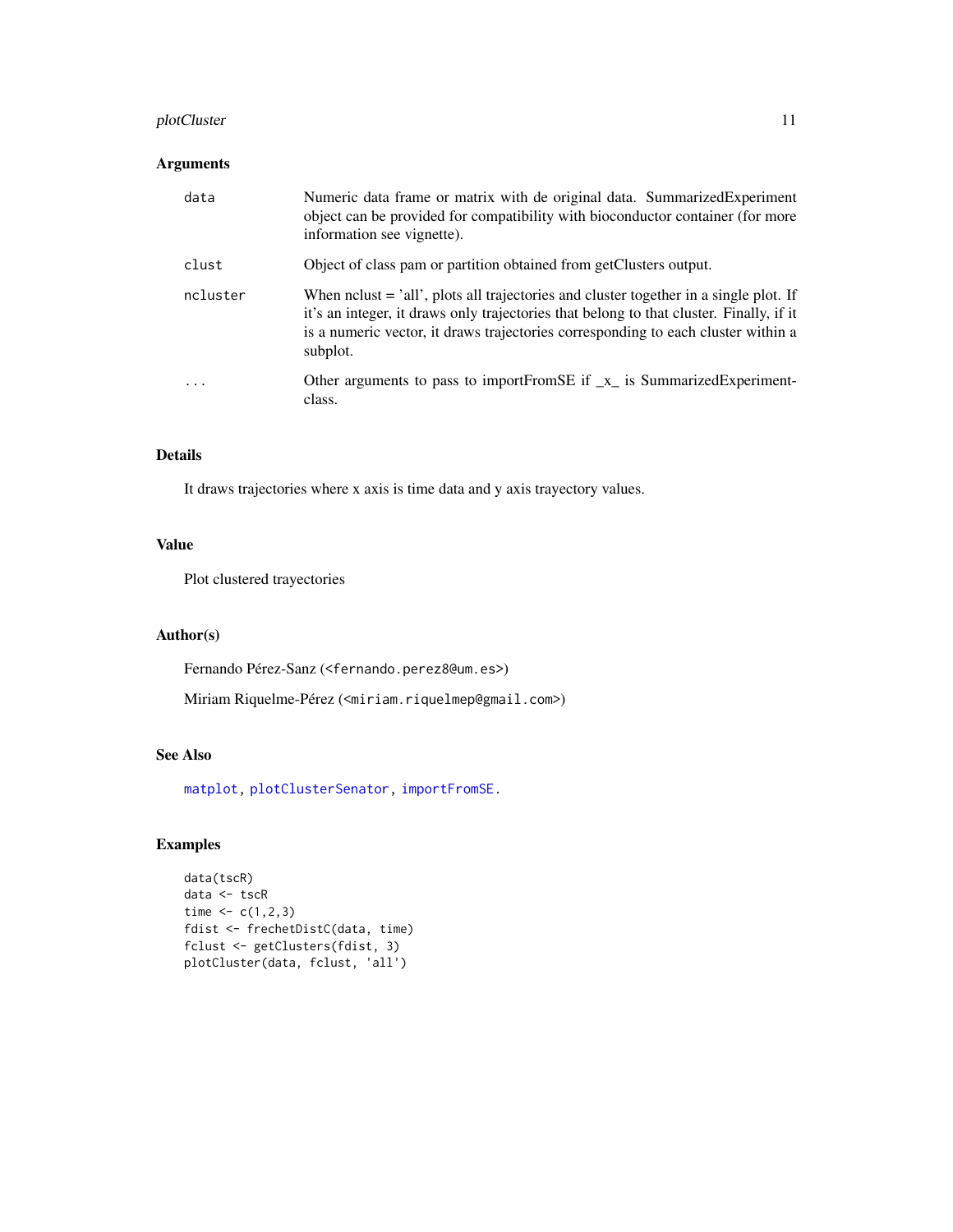## Arguments

| | |
|---|---|
| data | Numeric data frame or matrix with de original data. SummarizedExperiment object can be provided for compatibility with bioconductor container (for more information see vignette). |
| clust | Object of class pam or partition obtained from getClusters output. |
| ncluster | When nclust = 'all', plots all trajectories and cluster together in a single plot. If it's an integer, it draws only trajectories that belong to that cluster. Finally, if it is a numeric vector, it draws trajectories corresponding to each cluster within a subplot. |
| ... | Other arguments to pass to importFromSE if _x_ is SummarizedExperiment-class. |

## Details

It draws trajectories where x axis is time data and y axis trayectory values.

## Value

Plot clustered trayectories

## Author(s)

Fernando Pérez-Sanz (<fernando.perez8@um.es>)

Miriam Riquelme-Pérez (<miriam.riquelmep@gmail.com>)

## See Also

matplot, plotClusterSenator, importFromSE.

## Examples

```
data(tscR)
data <- tscR
time <- c(1,2,3)
fdist <- frechetDistC(data, time)
fclust <- getClusters(fdist, 3)
plotCluster(data, fclust, 'all')
```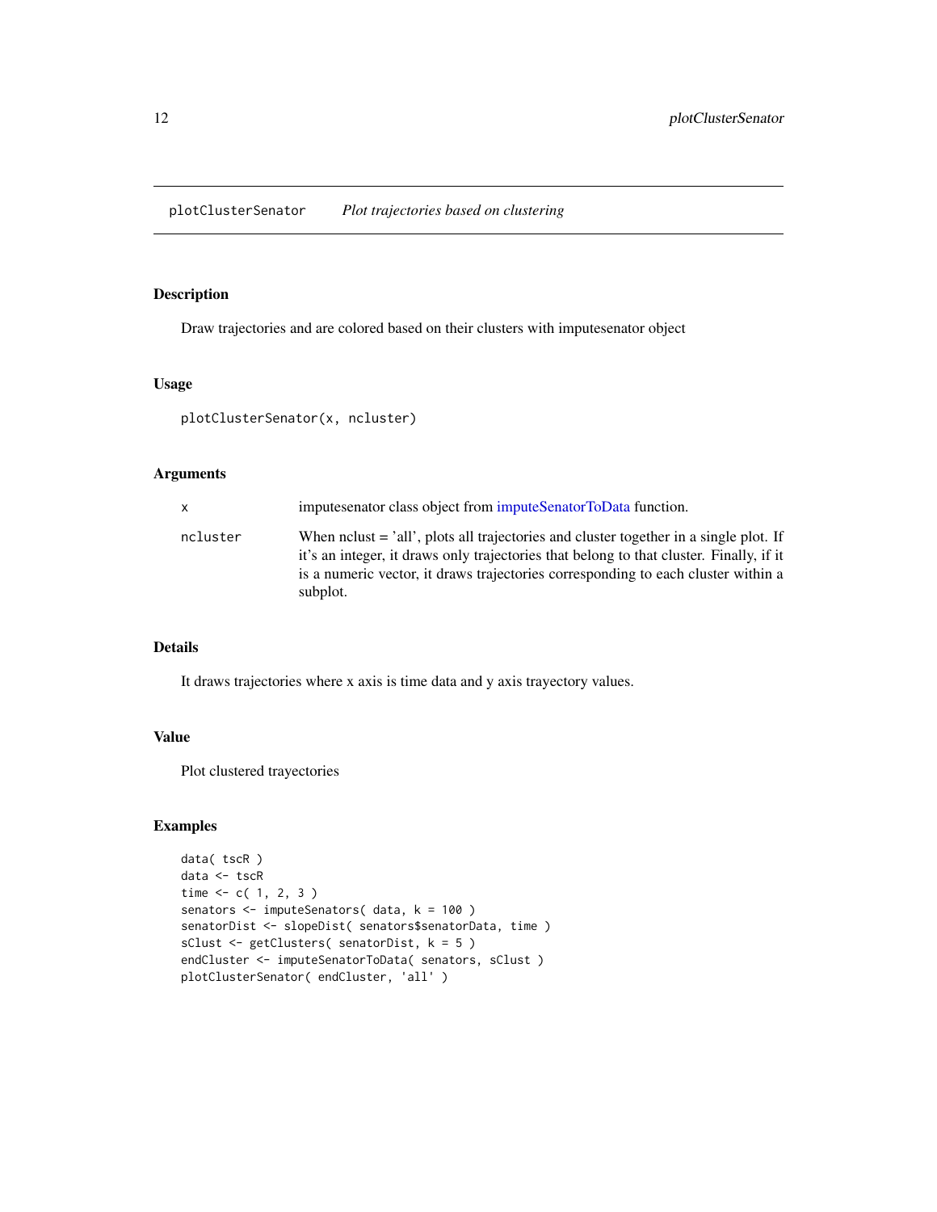## plotClusterSenator — *Plot trajectories based on clustering*

### Description

Draw trajectories and are colored based on their clusters with imputesenator object

### Usage

```
plotClusterSenator(x, ncluster)
```

### Arguments

| | |
|---|---|
| `x` | imputesenator class object from imputeSenatorToData function. |
| `ncluster` | When nclust = 'all', plots all trajectories and cluster together in a single plot. If it's an integer, it draws only trajectories that belong to that cluster. Finally, if it is a numeric vector, it draws trajectories corresponding to each cluster within a subplot. |

### Details

It draws trajectories where x axis is time data and y axis trayectory values.

### Value

Plot clustered trayectories

### Examples

```
data( tscR )
data <- tscR
time <- c( 1, 2, 3 )
senators <- imputeSenators( data, k = 100 )
senatorDist <- slopeDist( senators$senatorData, time )
sClust <- getClusters( senatorDist, k = 5 )
endCluster <- imputeSenatorToData( senators, sClust )
plotClusterSenator( endCluster, 'all' )
```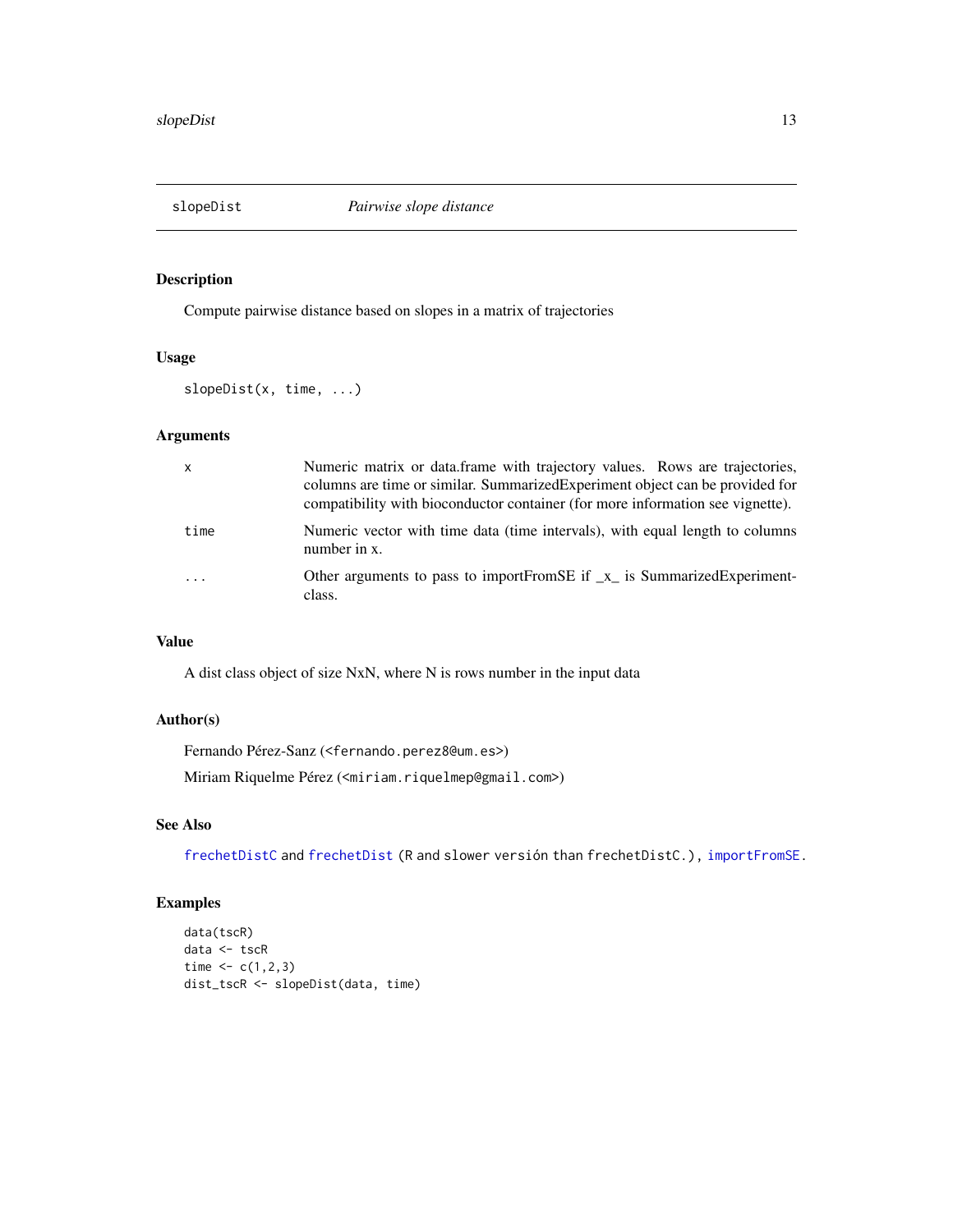## slopeDist — *Pairwise slope distance*

### Description

Compute pairwise distance based on slopes in a matrix of trajectories

### Usage

```
slopeDist(x, time, ...)
```

### Arguments

| | |
|---|---|
| x | Numeric matrix or data.frame with trajectory values. Rows are trajectories, columns are time or similar. SummarizedExperiment object can be provided for compatibility with bioconductor container (for more information see vignette). |
| time | Numeric vector with time data (time intervals), with equal length to columns number in x. |
| ... | Other arguments to pass to importFromSE if _x_ is SummarizedExperiment-class. |

### Value

A dist class object of size NxN, where N is rows number in the input data

### Author(s)

Fernando Pérez-Sanz (<fernando.perez8@um.es>)

Miriam Riquelme Pérez (<miriam.riquelmep@gmail.com>)

### See Also

frechetDistC and frechetDist (R and slower versión than frechetDistC.), importFromSE.

### Examples

```
data(tscR)
data <- tscR
time <- c(1,2,3)
dist_tscR <- slopeDist(data, time)
```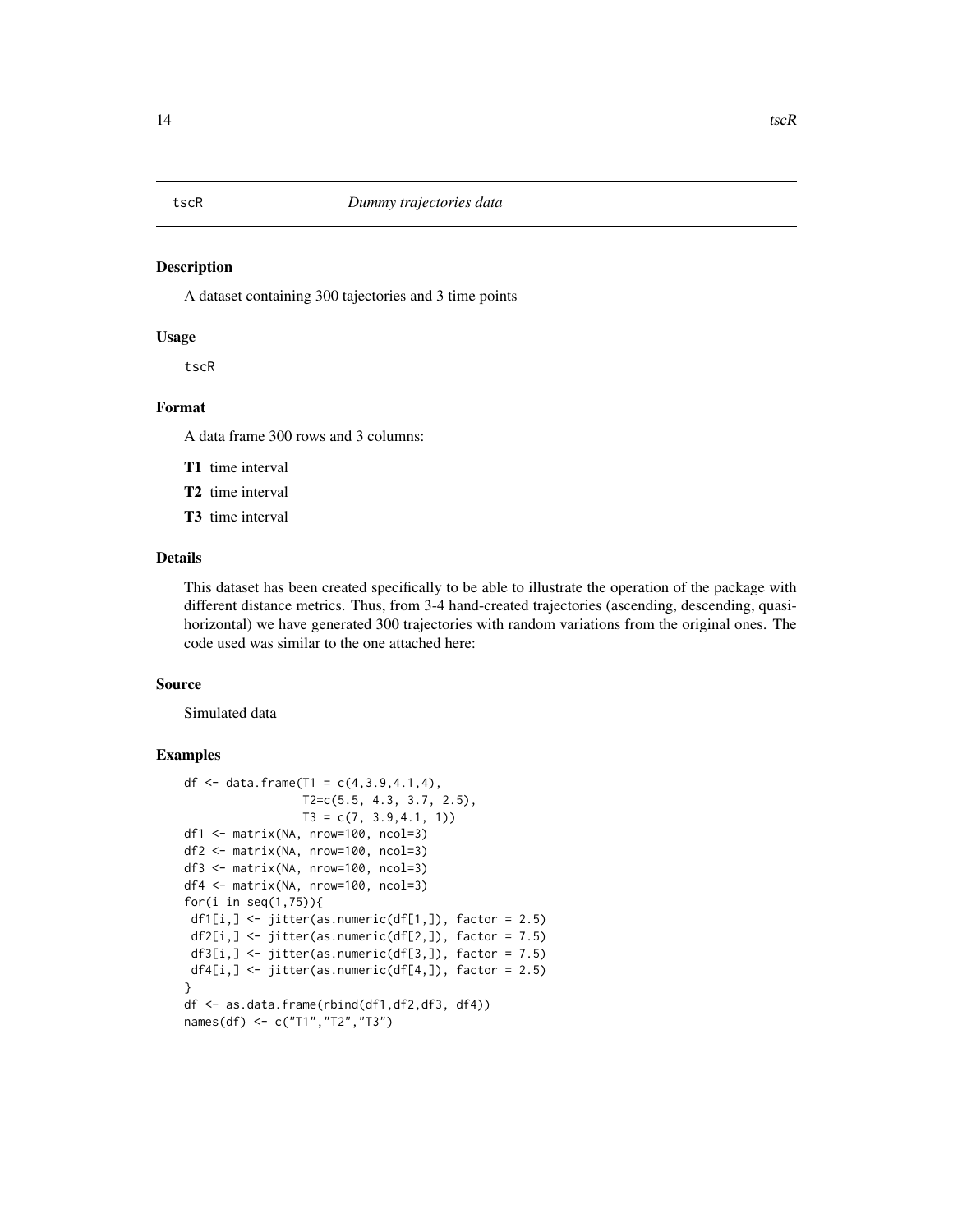# tscR — *Dummy trajectories data*

## Description

A dataset containing 300 tajectories and 3 time points

## Usage

```
tscR
```

## Format

A data frame 300 rows and 3 columns:

**T1** time interval

**T2** time interval

**T3** time interval

## Details

This dataset has been created specifically to be able to illustrate the operation of the package with different distance metrics. Thus, from 3-4 hand-created trajectories (ascending, descending, quasi-horizontal) we have generated 300 trajectories with random variations from the original ones. The code used was similar to the one attached here:

## Source

Simulated data

## Examples

```
df <- data.frame(T1 = c(4,3.9,4.1,4),
                 T2=c(5.5, 4.3, 3.7, 2.5),
                 T3 = c(7, 3.9,4.1, 1))
df1 <- matrix(NA, nrow=100, ncol=3)
df2 <- matrix(NA, nrow=100, ncol=3)
df3 <- matrix(NA, nrow=100, ncol=3)
df4 <- matrix(NA, nrow=100, ncol=3)
for(i in seq(1,75)){
 df1[i,] <- jitter(as.numeric(df[1,]), factor = 2.5)
 df2[i,] <- jitter(as.numeric(df[2,]), factor = 7.5)
 df3[i,] <- jitter(as.numeric(df[3,]), factor = 7.5)
 df4[i,] <- jitter(as.numeric(df[4,]), factor = 2.5)
}
df <- as.data.frame(rbind(df1,df2,df3, df4))
names(df) <- c("T1","T2","T3")
```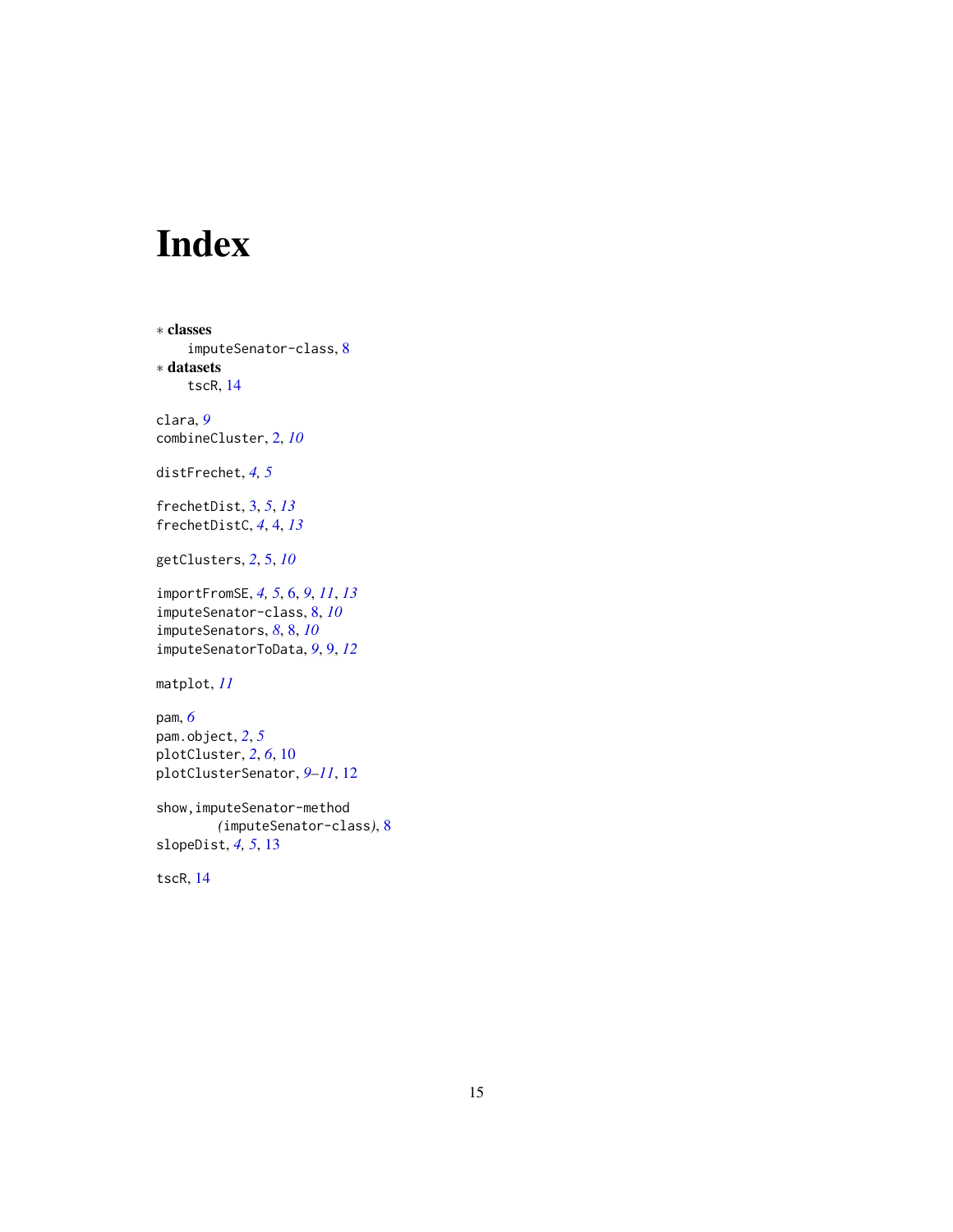# Index

∗ **classes**
    imputeSenator-class, 8

∗ **datasets**
    tscR, 14

clara, *9*
combineCluster, 2, *10*

distFrechet, *4, 5*

frechetDist, 3, *5*, *13*
frechetDistC, *4*, 4, *13*

getClusters, *2*, 5, *10*

importFromSE, *4, 5*, 6, *9*, *11*, *13*
imputeSenator-class, 8, *10*
imputeSenators, *8*, 8, *10*
imputeSenatorToData, *9*, 9, *12*

matplot, *11*

pam, *6*
pam.object, *2*, *5*
plotCluster, *2*, *6*, 10
plotClusterSenator, *9–11*, 12

show,imputeSenator-method
        *(*imputeSenator-class*)*, 8
slopeDist, *4, 5*, 13

tscR, 14